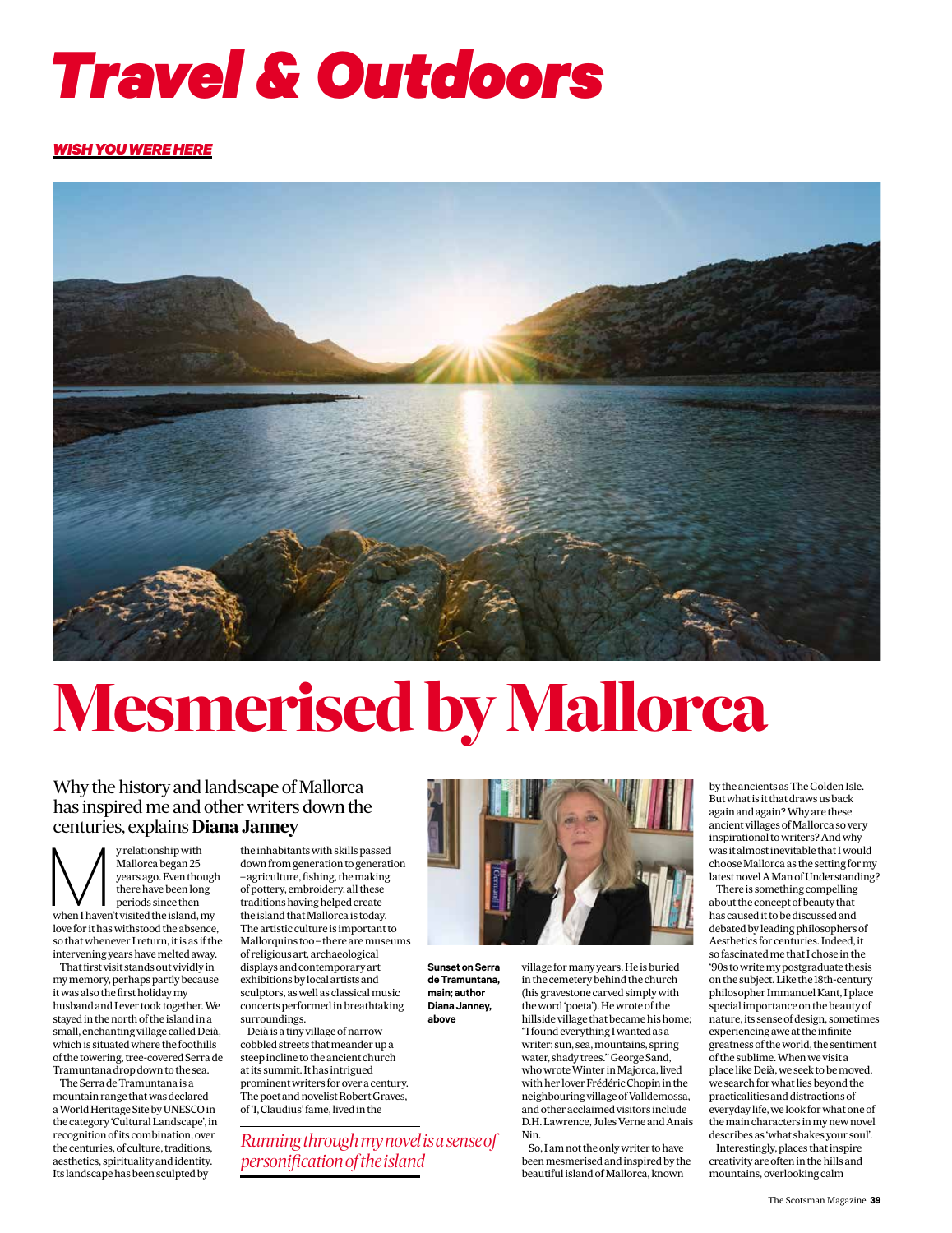# Travel & Outdoors

*WISH YOU WERE HERE*

# Mesmerised by Mallorca

## Why the history and landscape of Mallorca has inspired me and other writers down the centuries, explains **Diana Janney**

My relationship with Mallorca began 25 years ago. Even though there have been long periods since then when I haven't visited the island, my love for it has withstood the absence, so that whenever I return, it is as if the intervening years have melted away.

That first visit stands out vividly in my memory, perhaps partly because it was also the first holiday my husband and I ever took together. We stayed in the north of the island in a small, enchanting village called Deià, which is situated where the foothills of the towering, tree-covered Serra de Tramuntana drop down to the sea.

The Serra de Tramuntana is a mountain range that was declared a World Heritage Site by UNESCO in the category 'Cultural Landscape', in recognition of its combination, over the centuries, of culture, traditions, aesthetics, spirituality and identity. Its landscape has been sculpted by the inhabitants with skills passed down from generation to generation – agriculture, fishing, the making of pottery, embroidery, all these traditions having helped create the island that Mallorca is today. The artistic culture is important to Mallorquins too – there are museums of religious art, archaeological displays and contemporary art exhibitions by local artists and sculptors, as well as classical music concerts performed in breathtaking surroundings.

Deià is a tiny village of narrow cobbled streets that meander up a steep incline to the ancient church at its summit. It has intrigued prominent writers for over a century. The poet and novelist Robert Graves, of 'I, Claudius' fame, lived in the village for many years. He is buried in the cemetery behind the church (his gravestone carved simply with the word 'poeta'). He wrote of the hillside village that became his home; "I found everything I wanted as a writer: sun, sea, mountains, spring water, shady trees." George Sand, who wrote Winter in Majorca, lived with her lover Frédéric Chopin in the neighbouring village of Valldemossa, and other acclaimed visitors include D.H. Lawrence, Jules Verne and Anais Nin.

*Running through my novel is a sense of personification of the island*

**Sunset on Serra de Tramuntana, main; author Diana Janney, above**

So, I am not the only writer to have been mesmerised and inspired by the beautiful island of Mallorca, known by the ancients as The Golden Isle. But what is it that draws us back again and again? Why are these ancient villages of Mallorca so very inspirational to writers? And why was it almost inevitable that I would choose Mallorca as the setting for my latest novel A Man of Understanding?

There is something compelling about the concept of beauty that has caused it to be discussed and debated by leading philosophers of Aesthetics for centuries. Indeed, it so fascinated me that I chose in the '90s to write my postgraduate thesis on the subject. Like the 18th-century philosopher Immanuel Kant, I place special importance on the beauty of nature, its sense of design, sometimes experiencing awe at the infinite greatness of the world, the sentiment of the sublime. When we visit a place like Deià, we seek to be moved, we search for what lies beyond the practicalities and distractions of everyday life, we look for what one of the main characters in my new novel describes as 'what shakes your soul'.

Interestingly, places that inspire creativity are often in the hills and mountains, overlooking calm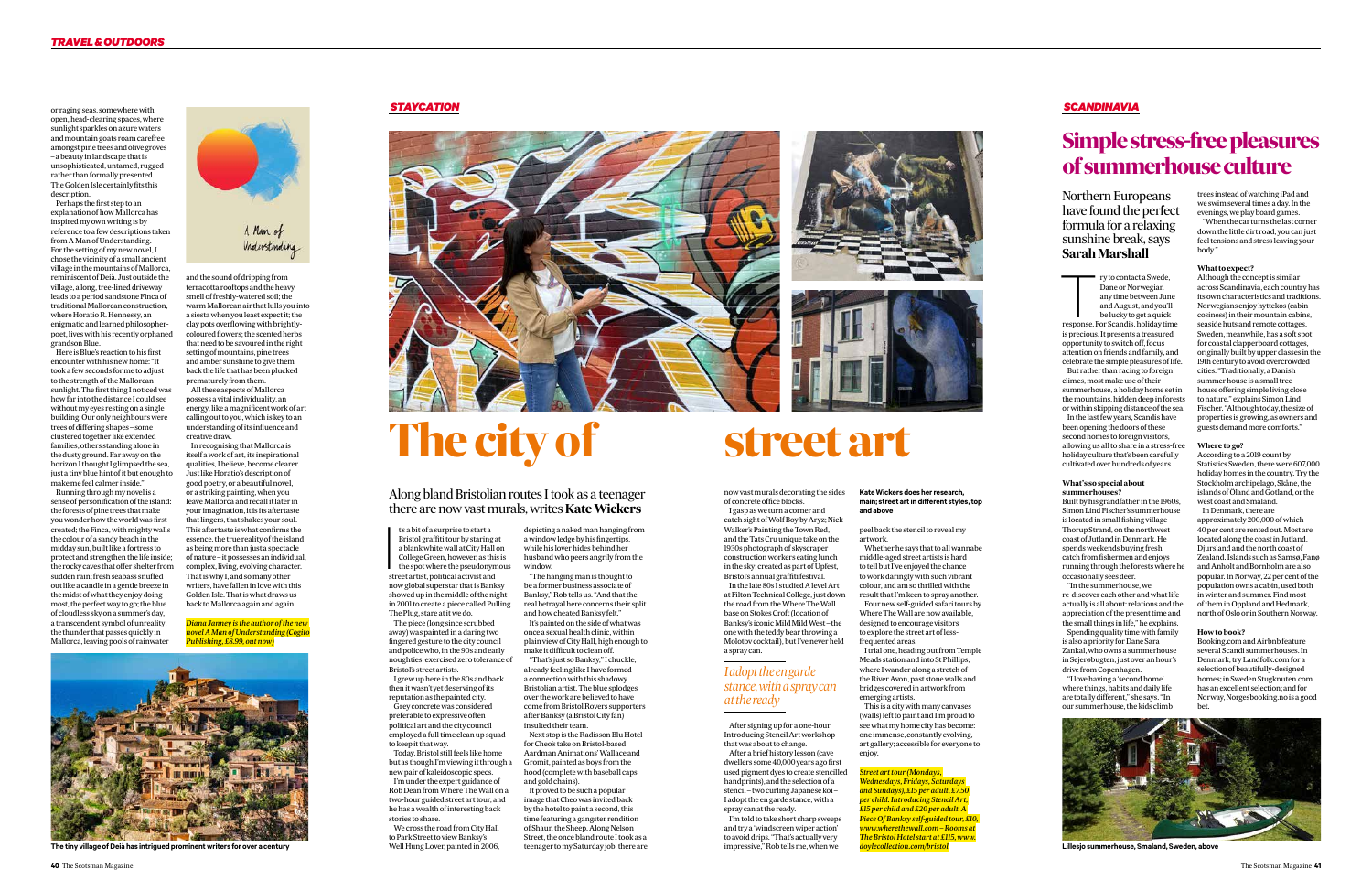or raging seas, somewhere with open, head-clearing spaces, where sunlight sparkles on azure waters and mountain goats roam carefree amongst pine trees and olive groves – a beauty in landscape that is unsophisticated, untamed, rugged rather than formally presented. The Golden Isle certainly fits this description.

Perhaps the first step to an explanation of how Mallorca has inspired my own writing is by reference to a few descriptions taken from A Man of Understanding. For the setting of my new novel, I chose the vicinity of a small ancient village in the mountains of Mallorca, reminiscent of Deià. Just outside the village, a long, tree-lined driveway leads to a period sandstone Finca of traditional Mallorcan construction, where Horatio R. Hennessy, an enigmatic and learned philosopher-poet, lives with his recently orphaned grandson Blue.

Here is Blue's reaction to his first encounter with his new home: "It took a few seconds for me to adjust to the strength of the Mallorcan sunlight. The first thing I noticed was how far into the distance I could see without my eyes resting on a single building. Our only neighbours were trees of differing shapes – some clustered together like extended families, others standing alone in the dusty ground. Far away on the horizon I thought I glimpsed the sea, just a tiny blue hint of it but enough to make me feel calmer inside."

Running through my novel is a sense of personification of the island: the forests of pine trees that make you wonder how the world was first created; the Finca, with mighty walls the colour of a sandy beach in the midday sun, built like a fortress to protect and strengthen the life inside; the rocky caves that offer shelter from sudden rain; fresh seabass snuffed out like a candle in a gentle breeze in the midst of what they enjoy doing most, the perfect way to go; the blue of cloudless sky on a summer's day, a transcendent symbol of unreality; the thunder that passes quickly in Mallorca, leaving pools of rainwater and the sound of dripping from terracotta rooftops and the heavy smell of freshly-watered soil; the warm Mallorcan air that lulls you into a siesta when you least expect it; the clay pots overflowing with brightly-coloured flowers; the scented herbs that need to be savoured in the right setting of mountains, pine trees and amber sunshine to give them back the life that has been plucked prematurely from them.

All these aspects of Mallorca possess a vital individuality, an energy, like a magnificent work of art calling out to you, which is key to an understanding of its influence and creative draw.

In recognising that Mallorca is itself a work of art, its inspirational qualities, I believe, become clearer. Just like Horatio's description of good poetry, or a beautiful novel, or a striking painting, when you leave Mallorca and recall it later in your imagination, it is its aftertaste that lingers, that shakes your soul. This aftertaste is what confirms the essence, the true reality of the island as being more than just a spectacle of nature – it possesses an individual, complex, living, evolving character. That is why I, and so many other writers, have fallen in love with this Golden Isle. That is what draws us back to Mallorca again and again.

*Diana Janney is the author of the new novel A Man of Understanding (Cogito Publishing, £8.99, out now)*

The tiny village of Deià has intrigued prominent writers for over a century

## STAYCATION

# The city of street art

### Along bland Bristolian routes I took as a teenager there are now vast murals, writes **Kate Wickers**

It's a bit of a surprise to start a Bristol graffiti tour by staring at a blank white wall at City Hall on College Green, however, as this is the spot where the pseudonymous street artist, political activist and now global superstar that is Banksy showed up in the middle of the night in 2011 to create a piece called Pulling The Plug, stare at it we do.

The piece (long since scrubbed away) was painted in a daring two fingered gesture to the city council and police who, in the 90s and early noughties, exercised zero tolerance of Bristol's street artists.

I grew up here in the 80s and back then it wasn't yet deserving of its reputation as the painted city.

Grey concrete was considered preferable to expressive often political art and the city council employed a full time clean up squad to keep it that way.

Today, Bristol still feels like home but as though I'm viewing it through a new pair of kaleidoscopic specs.

I'm under the expert guidance of Rob Dean from Where The Wall on a two-hour guided street art tour, and he has a wealth of interesting back stories to share.

We cross the road from City Hall to Park Street to view Banksy's Well Hung Lover, painted in 2006, depicting a naked man hanging from a window ledge by his fingertips, while his lover hides behind her husband who peers angrily from the window.

"The hanging man is thought to be a former business associate of Banksy," Rob tells us. "And that the real betrayal here concerns their split and how cheated Banksy felt."

It's painted on the side of what was once a sexual health clinic, within plain view of City Hall, high enough to make it difficult to clean off.

"That's just so Banksy," I chuckle, already feeling like I have formed a connection with this shadowy Bristolian artist. The blue splodges over the work are believed to have come from Bristol Rovers supporters after Banksy (a Bristol City fan) insulted their team.

Next stop is the Radisson Blu Hotel for Cheo's take on Bristol-based Aardman Animations' Wallace and Gromit, painted as boys from the hood (complete with baseball caps and gold chains).

It proved to be such a popular image that Cheo was invited back by the hotel to paint a second, this time featuring a gangster rendition of Shaun the Sheep. Along Nelson Street, the once bland route I took as a teenager to my Saturday job, there are now vast murals decorating the sides of concrete office blocks.

I gasp as we turn a corner and catch sight of Wolf Boy by Aryz; Nick Walker's Painting the Town Red, and the Tats Cru unique take on the 1930s photograph of skyscraper construction workers eating lunch in the sky; created as part of Upfest, Bristol's annual graffiti festival.

In the late 80s I studied A level Art at Filton Technical College, just down the road from the Where The Wall base on Stokes Croft (location of Banksy's iconic Mild Mild West – the one with the teddy bear throwing a Molotov cocktail), but I've never held a spray can.

*I adopt the en garde stance, with a spray can at the ready*

After signing up for a one-hour Introducing Stencil Art workshop that was about to change.

After a brief history lesson (cave dwellers some 40,000 years ago first used pigment dyes to create stencilled handprints), and the selection of a stencil – two curling Japanese koi – I adopt the en garde stance, with a spray can at the ready.

I'm told to take short sharp sweeps and try a 'windscreen wiper action' to avoid drips. "That's actually very impressive," Rob tells me, when we peel back the stencil to reveal my artwork.

Whether he says that to all wannabe middle-aged street artists is hard to tell but I've enjoyed the chance to work daringly with such vibrant colour, and am so thrilled with the result that I'm keen to spray another.

Four new self-guided safari tours by Where The Wall are now available, designed to encourage visitors to explore the street art of less-frequented areas.

I trial one, heading out from Temple Meads station and into St Phillips, where I wander along a stretch of the River Avon, past stone walls and bridges covered in artwork from emerging artists.

This is a city with many canvases (walls) left to paint and I'm proud to see what my home city has become: one immense, constantly evolving, art gallery; accessible for everyone to enjoy.

**Kate Wickers does her research, main; street art in different styles, top and above**

*Street art tour (Mondays, Wednesdays, Fridays, Saturdays and Sundays), £15 per adult, £7.50 per child. Introducing Stencil Art, £15 per child and £20 per adult. A Piece Of Banksy self-guided tour, £10, www.wherethewall.com – Rooms at The Bristol Hotel start at £115, www.doylecollection.com/bristol*

## SCANDINAVIA

# Simple stress-free pleasures of summerhouse culture

### Northern Europeans have found the perfect formula for a relaxing sunshine break, says **Sarah Marshall**

Try to contact a Swede, Dane or Norwegian any time between June and August, and you'll be lucky to get a quick response. For Scandis, holiday time is precious. It presents a treasured opportunity to switch off, focus attention on friends and family, and celebrate the simple pleasures of life.

But rather than racing to foreign climes, most make use of their summerhouse, a holiday home set in the mountains, hidden deep in forests or within skipping distance of the sea.

In the last few years, Scandis have been opening the doors of these second homes to foreign visitors, allowing us all to share in a stress-free holiday culture that's been carefully cultivated over hundreds of years.

**What's so special about summerhouses?**

Built by his grandfather in the 1960s, Simon Lind Fischer's summerhouse is located in small fishing village Thorup Strand, on the northwest coast of Jutland in Denmark. He spends weekends buying fresh catch from fishermen and enjoys running through the forests where he occasionally sees deer.

"In the summerhouse, we re-discover each other and what life actually is all about: relations and the appreciation of the present time and the small things in life," he explains.

Spending quality time with family is also a priority for Dane Sara Zankal, who owns a summerhouse in Sejerøbugten, just over an hour's drive from Copenhagen.

"I love having a 'second home' where things, habits and daily life are totally different," she says. "In our summerhouse, the kids climb trees instead of watching iPad and we swim several times a day. In the evenings, we play board games.

"When the car turns the last corner down the little dirt road, you can just feel tensions and stress leaving your body."

**What to expect?**

Although the concept is similar across Scandinavia, each country has its own characteristics and traditions. Norwegians enjoy hyttekos (cabin cosiness) in their mountain cabins, seaside huts and remote cottages. Sweden, meanwhile, has a soft spot for coastal clapperboard cottages, originally built by upper classes in the 19th century to avoid overcrowded cities. "Traditionally, a Danish summer house is a small tree house offering simple living close to nature," explains Simon Lind Fischer. "Although today, the size of properties is growing, as owners and guests demand more comforts."

**Where to go?**

According to a 2019 count by Statistics Sweden, there were 607,000 holiday homes in the country. Try the Stockholm archipelago, Skåne, the islands of Öland and Gotland, or the west coast and Småland.

In Denmark, there are approximately 200,000 of which 40 per cent are rented out. Most are located along the coast in Jutland, Djursland and the north coast of Zealand. Islands such as Samsø, Fanø and Anholt and Bornholm are also popular. In Norway, 22 per cent of the population owns a cabin, used both in winter and summer. Find most of them in Oppland and Hedmark, north of Oslo or in Southern Norway.

**How to book?**

Booking.com and Airbnb feature several Scandi summerhouses. In Denmark, try Landfolk.com for a selection of beautifully-designed homes; in Sweden Stugknuten.com has an excellent selection; and for Norway, Norgesbooking.no is a good bet.

Lillesjo summerhouse, Smaland, Sweden, above